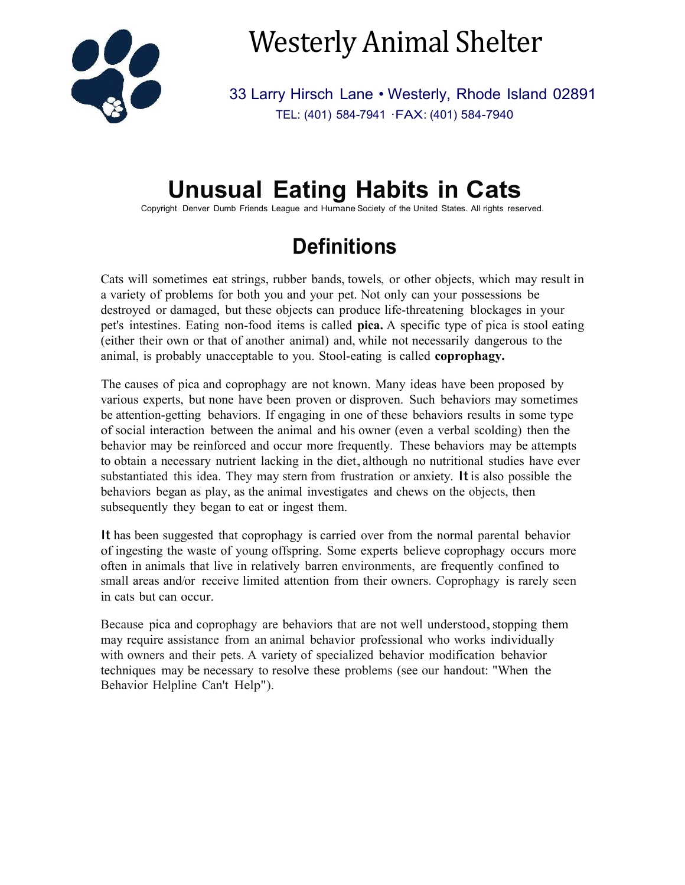# Westerly Animal Shelter

33 Larry Hirsch Lane • Westerly, Rhode Island 02891

TEL: (401) 584-7941 ·FAX: (401) 584-7940

# Unusual Eating Habits in Cats

Copyright Denver Dumb Friends League and Humane Society of the United States. All rights reserved.

## Definitions

Cats will sometimes eat strings, rubber bands, towels, or other objects, which may result in a variety of problems for both you and your pet. Not only can your possessions be destroyed or damaged, but these objects can produce life-threatening blockages in your pet's intestines. Eating non-food items is called **pica.** A specific type of pica is stool eating (either their own or that of another animal) and, while not necessarily dangerous to the animal, is probably unacceptable to you. Stool-eating is called **coprophagy.**

The causes of pica and coprophagy are not known. Many ideas have been proposed by various experts, but none have been proven or disproven. Such behaviors may sometimes be attention-getting behaviors. If engaging in one of these behaviors results in some type of social interaction between the animal and his owner (even a verbal scolding) then the behavior may be reinforced and occur more frequently. These behaviors may be attempts to obtain a necessary nutrient lacking in the diet, although no nutritional studies have ever substantiated this idea. They may stern from frustration or anxiety. It is also possible the behaviors began as play, as the animal investigates and chews on the objects, then subsequently they began to eat or ingest them.

It has been suggested that coprophagy is carried over from the normal parental behavior of ingesting the waste of young offspring. Some experts believe coprophagy occurs more often in animals that live in relatively barren environments, are frequently confined to small areas and/or receive limited attention from their owners. Coprophagy is rarely seen in cats but can occur.

Because pica and coprophagy are behaviors that are not well understood, stopping them may require assistance from an animal behavior professional who works individually with owners and their pets. A variety of specialized behavior modification behavior techniques may be necessary to resolve these problems (see our handout: "When the Behavior Helpline Can't Help").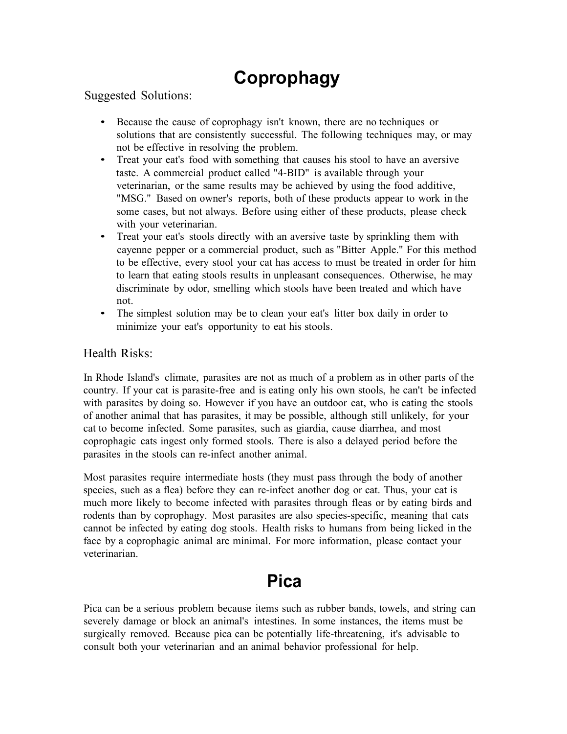# Coprophagy

Suggested Solutions:

- Because the cause of coprophagy isn't known, there are no techniques or solutions that are consistently successful. The following techniques may, or may not be effective in resolving the problem.
- Treat your eat's food with something that causes his stool to have an aversive taste. A commercial product called "4-BID" is available through your veterinarian, or the same results may be achieved by using the food additive, "MSG." Based on owner's reports, both of these products appear to work in the some cases, but not always. Before using either of these products, please check with your veterinarian.
- Treat your eat's stools directly with an aversive taste by sprinkling them with cayenne pepper or a commercial product, such as "Bitter Apple." For this method to be effective, every stool your cat has access to must be treated in order for him to learn that eating stools results in unpleasant consequences. Otherwise, he may discriminate by odor, smelling which stools have been treated and which have not.
- The simplest solution may be to clean your eat's litter box daily in order to minimize your eat's opportunity to eat his stools.

Health Risks:

In Rhode Island's climate, parasites are not as much of a problem as in other parts of the country. If your cat is parasite-free and is eating only his own stools, he can't be infected with parasites by doing so. However if you have an outdoor cat, who is eating the stools of another animal that has parasites, it may be possible, although still unlikely, for your cat to become infected. Some parasites, such as giardia, cause diarrhea, and most coprophagic cats ingest only formed stools. There is also a delayed period before the parasites in the stools can re-infect another animal.

Most parasites require intermediate hosts (they must pass through the body of another species, such as a flea) before they can re-infect another dog or cat. Thus, your cat is much more likely to become infected with parasites through fleas or by eating birds and rodents than by coprophagy. Most parasites are also species-specific, meaning that cats cannot be infected by eating dog stools. Health risks to humans from being licked in the face by a coprophagic animal are minimal. For more information, please contact your veterinarian.

# Pica

Pica can be a serious problem because items such as rubber bands, towels, and string can severely damage or block an animal's intestines. In some instances, the items must be surgically removed. Because pica can be potentially life-threatening, it's advisable to consult both your veterinarian and an animal behavior professional for help.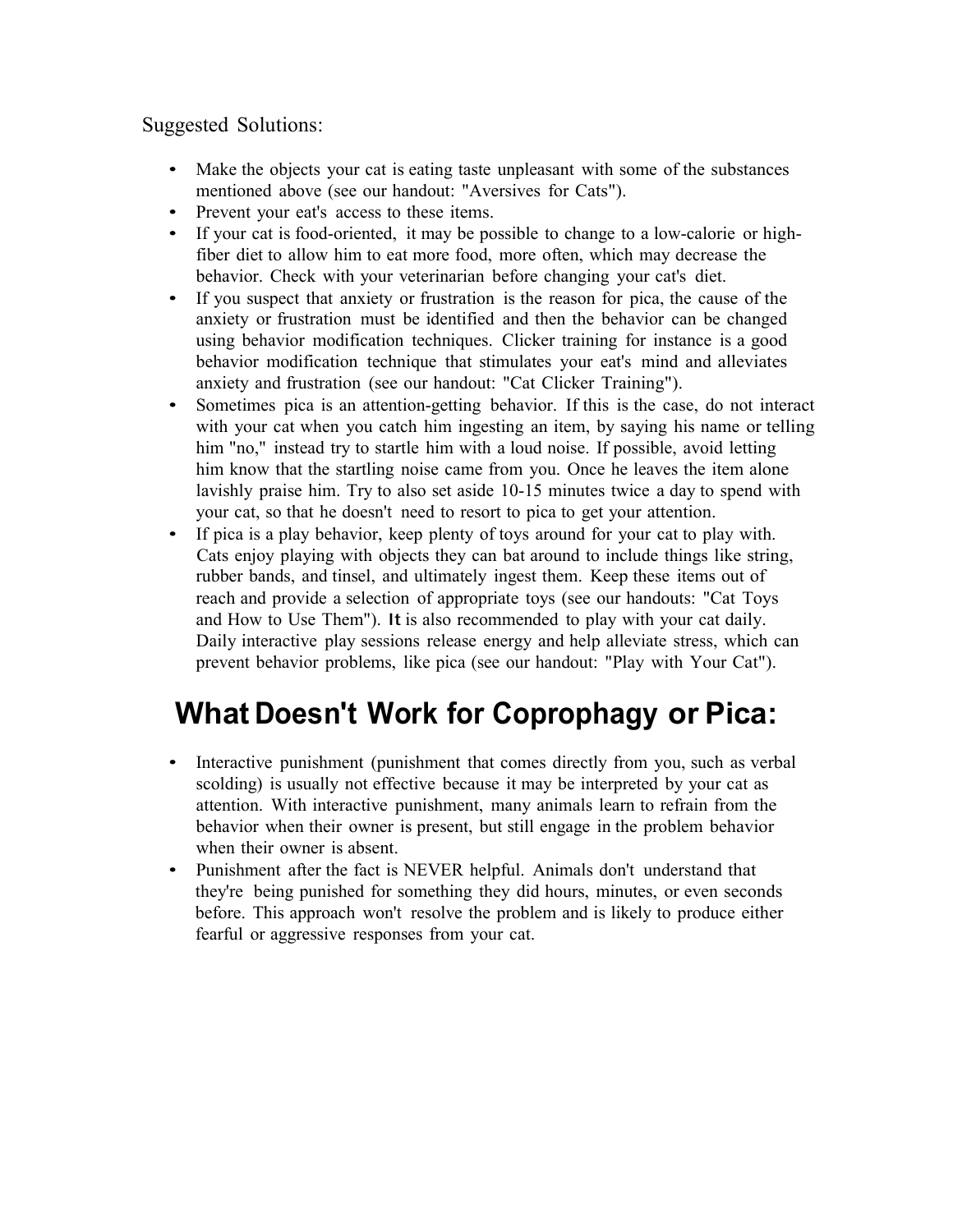Suggested Solutions:

- Make the objects your cat is eating taste unpleasant with some of the substances mentioned above (see our handout: "Aversives for Cats").
- Prevent your eat's access to these items.
- If your cat is food-oriented, it may be possible to change to a low-calorie or high-fiber diet to allow him to eat more food, more often, which may decrease the behavior. Check with your veterinarian before changing your cat's diet.
- If you suspect that anxiety or frustration is the reason for pica, the cause of the anxiety or frustration must be identified and then the behavior can be changed using behavior modification techniques. Clicker training for instance is a good behavior modification technique that stimulates your eat's mind and alleviates anxiety and frustration (see our handout: "Cat Clicker Training").
- Sometimes pica is an attention-getting behavior. If this is the case, do not interact with your cat when you catch him ingesting an item, by saying his name or telling him "no," instead try to startle him with a loud noise. If possible, avoid letting him know that the startling noise came from you. Once he leaves the item alone lavishly praise him. Try to also set aside 10-15 minutes twice a day to spend with your cat, so that he doesn't need to resort to pica to get your attention.
- If pica is a play behavior, keep plenty of toys around for your cat to play with. Cats enjoy playing with objects they can bat around to include things like string, rubber bands, and tinsel, and ultimately ingest them. Keep these items out of reach and provide a selection of appropriate toys (see our handouts: "Cat Toys and How to Use Them"). It is also recommended to play with your cat daily. Daily interactive play sessions release energy and help alleviate stress, which can prevent behavior problems, like pica (see our handout: "Play with Your Cat").

## What Doesn't Work for Coprophagy or Pica:

- Interactive punishment (punishment that comes directly from you, such as verbal scolding) is usually not effective because it may be interpreted by your cat as attention. With interactive punishment, many animals learn to refrain from the behavior when their owner is present, but still engage in the problem behavior when their owner is absent.
- Punishment after the fact is NEVER helpful. Animals don't understand that they're being punished for something they did hours, minutes, or even seconds before. This approach won't resolve the problem and is likely to produce either fearful or aggressive responses from your cat.